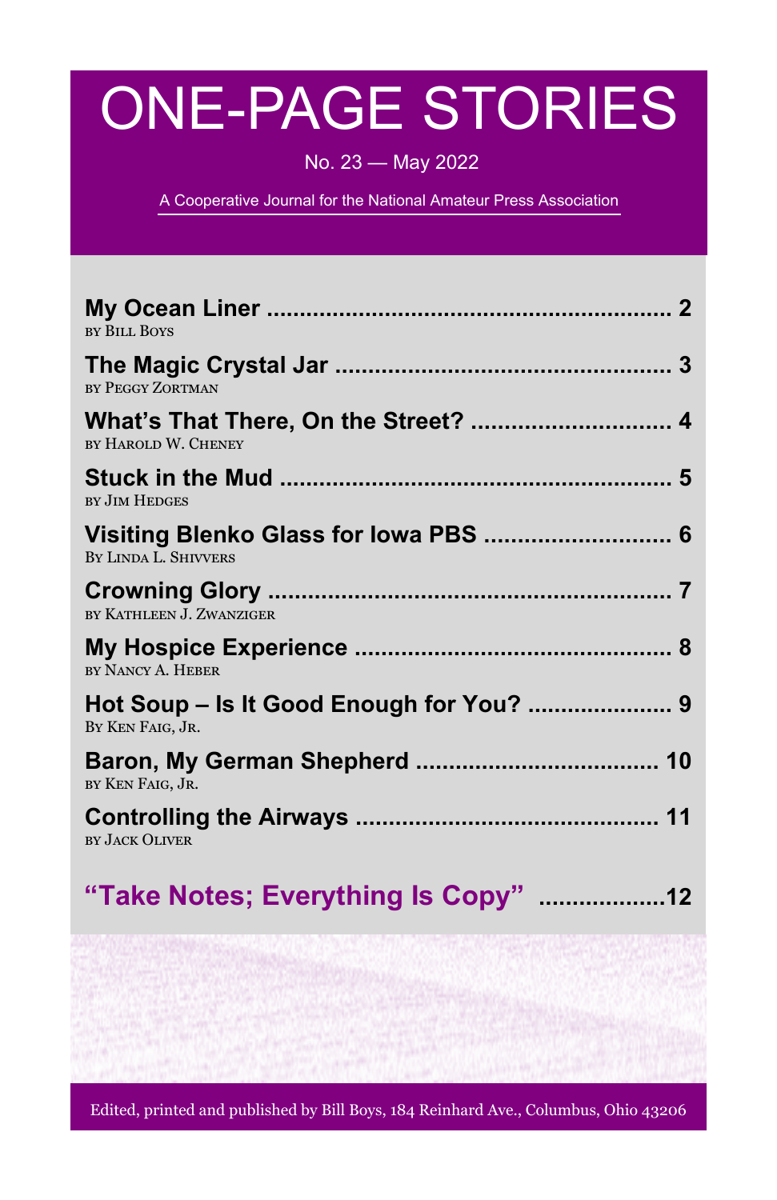# ONE-PAGE STORIES

No. 23 — May 2022

A Cooperative Journal for the National Amateur Press Association

**My Ocean Liner** .......... **2**
by Bill Boys

**The Magic Crystal Jar** .......... **3**
by Peggy Zortman

**What's That There, On the Street?** .......... **4**
by Harold W. Cheney

**Stuck in the Mud** .......... **5**
by Jim Hedges

**Visiting Blenko Glass for Iowa PBS** .......... **6**
By Linda L. Shivvers

**Crowning Glory** .......... **7**
by Kathleen J. Zwanziger

**My Hospice Experience** .......... **8**
by Nancy A. Heber

**Hot Soup – Is It Good Enough for You?** .......... **9**
By Ken Faig, Jr.

**Baron, My German Shepherd** .......... **10**
by Ken Faig, Jr.

**Controlling the Airways** .......... **11**
by Jack Oliver

**"Take Notes; Everything Is Copy"** .......... **12**

Edited, printed and published by Bill Boys, 184 Reinhard Ave., Columbus, Ohio 43206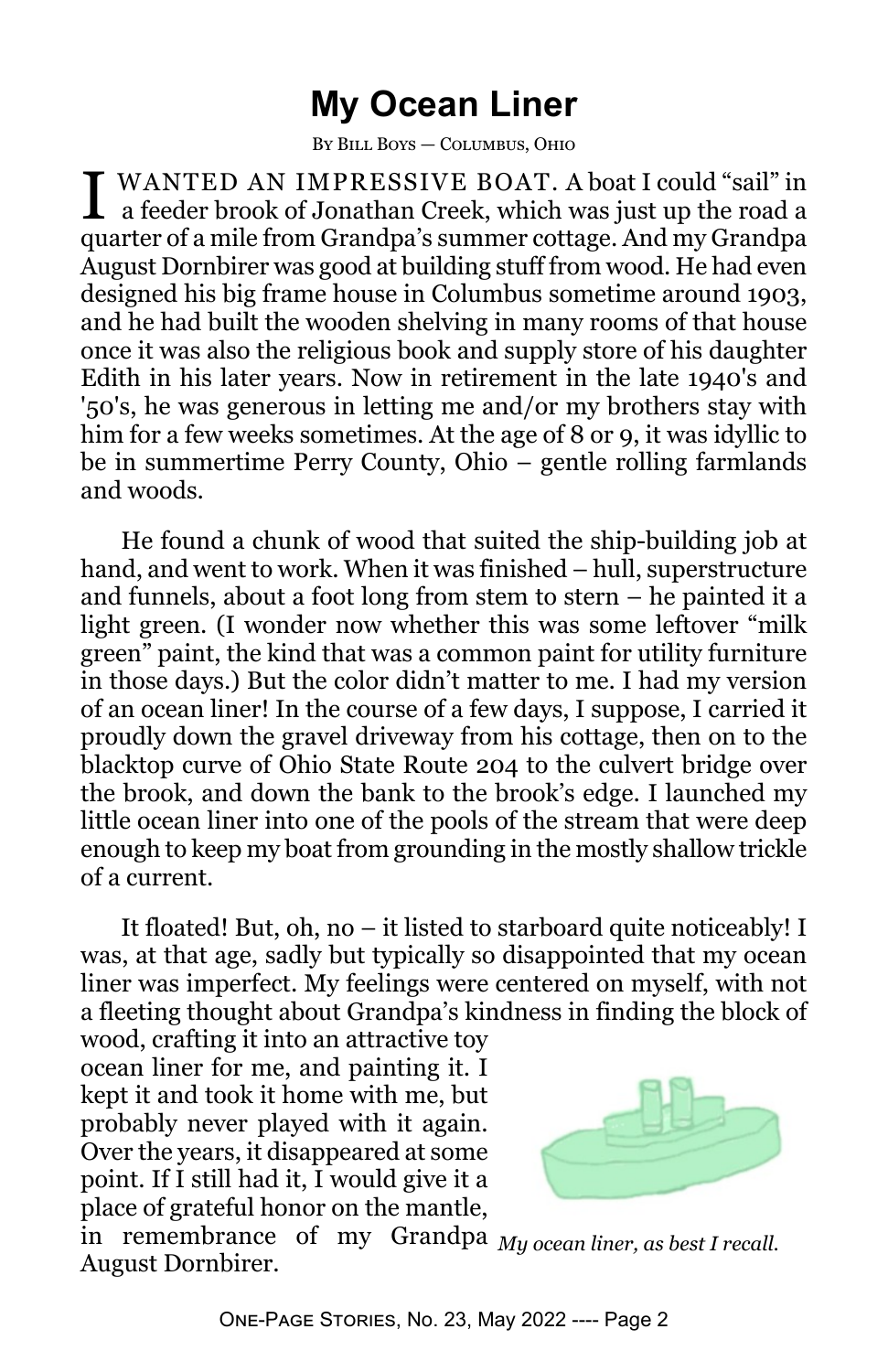# My Ocean Liner

By Bill Boys — Columbus, Ohio

I WANTED AN IMPRESSIVE BOAT. A boat I could "sail" in a feeder brook of Jonathan Creek, which was just up the road a quarter of a mile from Grandpa's summer cottage. And my Grandpa August Dornbirer was good at building stuff from wood. He had even designed his big frame house in Columbus sometime around 1903, and he had built the wooden shelving in many rooms of that house once it was also the religious book and supply store of his daughter Edith in his later years. Now in retirement in the late 1940's and '50's, he was generous in letting me and/or my brothers stay with him for a few weeks sometimes. At the age of 8 or 9, it was idyllic to be in summertime Perry County, Ohio – gentle rolling farmlands and woods.

He found a chunk of wood that suited the ship-building job at hand, and went to work. When it was finished – hull, superstructure and funnels, about a foot long from stem to stern – he painted it a light green. (I wonder now whether this was some leftover "milk green" paint, the kind that was a common paint for utility furniture in those days.) But the color didn't matter to me. I had my version of an ocean liner! In the course of a few days, I suppose, I carried it proudly down the gravel driveway from his cottage, then on to the blacktop curve of Ohio State Route 204 to the culvert bridge over the brook, and down the bank to the brook's edge. I launched my little ocean liner into one of the pools of the stream that were deep enough to keep my boat from grounding in the mostly shallow trickle of a current.

It floated! But, oh, no – it listed to starboard quite noticeably! I was, at that age, sadly but typically so disappointed that my ocean liner was imperfect. My feelings were centered on myself, with not a fleeting thought about Grandpa's kindness in finding the block of wood, crafting it into an attractive toy ocean liner for me, and painting it. I kept it and took it home with me, but probably never played with it again. Over the years, it disappeared at some point. If I still had it, I would give it a place of grateful honor on the mantle, in remembrance of my Grandpa August Dornbirer.

*My ocean liner, as best I recall.*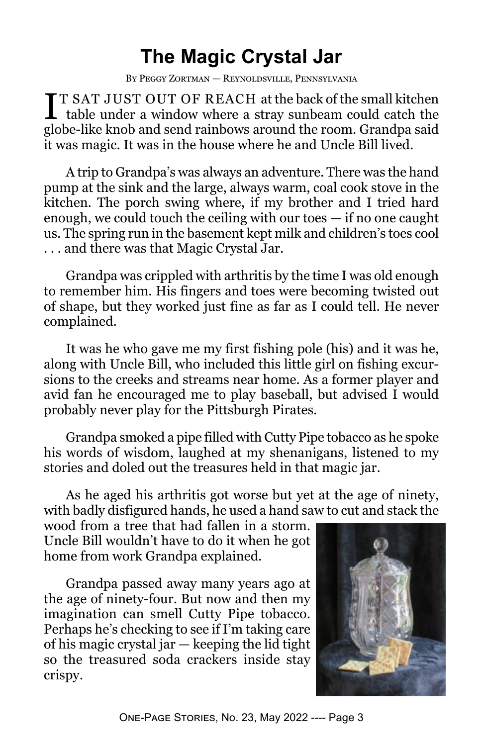# The Magic Crystal Jar

By Peggy Zortman — Reynoldsville, Pennsylvania

IT SAT JUST OUT OF REACH at the back of the small kitchen table under a window where a stray sunbeam could catch the globe-like knob and send rainbows around the room. Grandpa said it was magic. It was in the house where he and Uncle Bill lived.

A trip to Grandpa's was always an adventure. There was the hand pump at the sink and the large, always warm, coal cook stove in the kitchen. The porch swing where, if my brother and I tried hard enough, we could touch the ceiling with our toes — if no one caught us. The spring run in the basement kept milk and children's toes cool . . . and there was that Magic Crystal Jar.

Grandpa was crippled with arthritis by the time I was old enough to remember him. His fingers and toes were becoming twisted out of shape, but they worked just fine as far as I could tell. He never complained.

It was he who gave me my first fishing pole (his) and it was he, along with Uncle Bill, who included this little girl on fishing excursions to the creeks and streams near home. As a former player and avid fan he encouraged me to play baseball, but advised I would probably never play for the Pittsburgh Pirates.

Grandpa smoked a pipe filled with Cutty Pipe tobacco as he spoke his words of wisdom, laughed at my shenanigans, listened to my stories and doled out the treasures held in that magic jar.

As he aged his arthritis got worse but yet at the age of ninety, with badly disfigured hands, he used a hand saw to cut and stack the wood from a tree that had fallen in a storm. Uncle Bill wouldn't have to do it when he got home from work Grandpa explained.

Grandpa passed away many years ago at the age of ninety-four. But now and then my imagination can smell Cutty Pipe tobacco. Perhaps he's checking to see if I'm taking care of his magic crystal jar — keeping the lid tight so the treasured soda crackers inside stay crispy.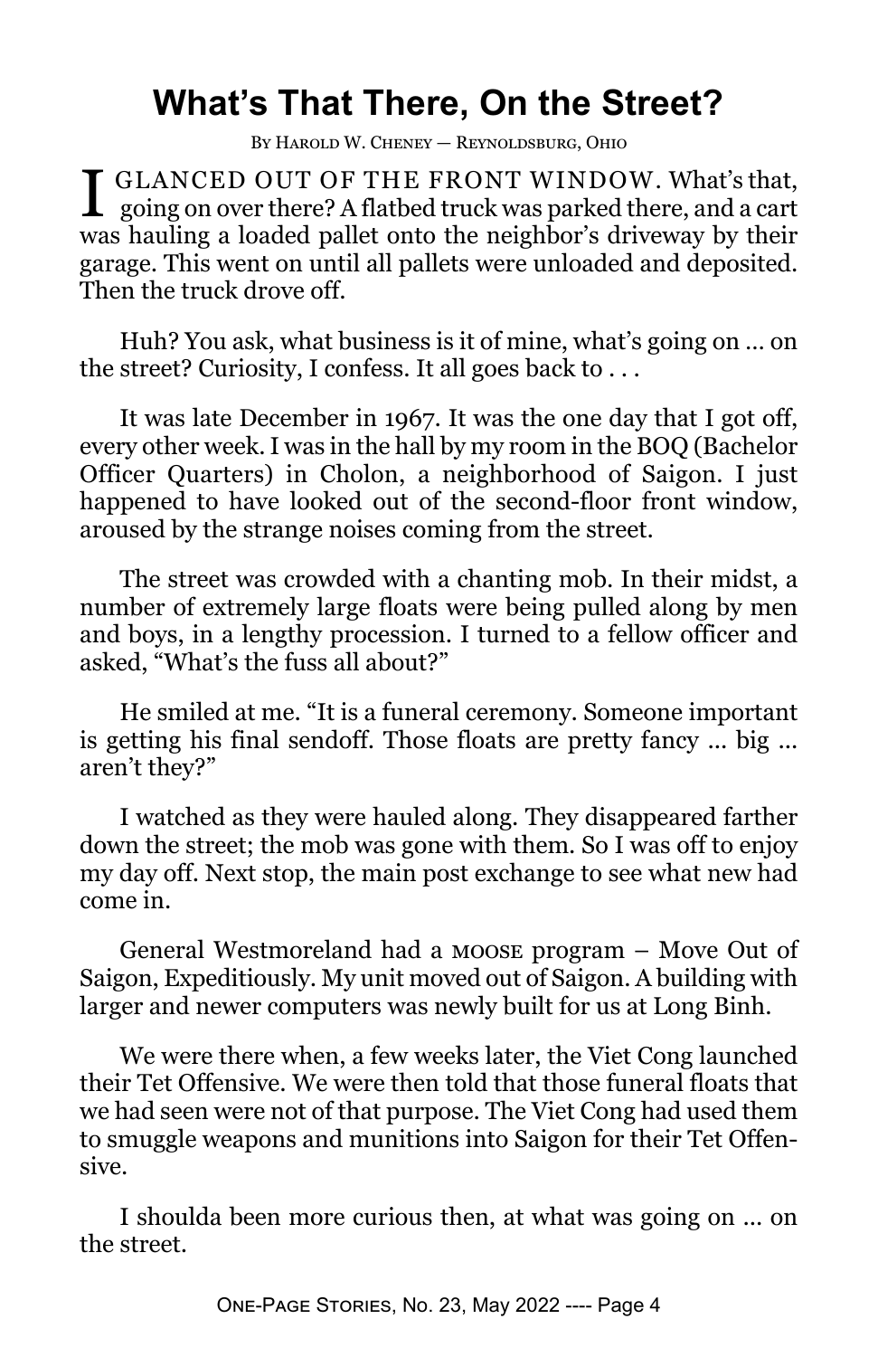# What's That There, On the Street?

By Harold W. Cheney — Reynoldsburg, Ohio

I GLANCED OUT OF THE FRONT WINDOW. What's that, going on over there? A flatbed truck was parked there, and a cart was hauling a loaded pallet onto the neighbor's driveway by their garage. This went on until all pallets were unloaded and deposited. Then the truck drove off.

Huh? You ask, what business is it of mine, what's going on … on the street? Curiosity, I confess. It all goes back to . . .

It was late December in 1967. It was the one day that I got off, every other week. I was in the hall by my room in the BOQ (Bachelor Officer Quarters) in Cholon, a neighborhood of Saigon. I just happened to have looked out of the second-floor front window, aroused by the strange noises coming from the street.

The street was crowded with a chanting mob. In their midst, a number of extremely large floats were being pulled along by men and boys, in a lengthy procession. I turned to a fellow officer and asked, "What's the fuss all about?"

He smiled at me. "It is a funeral ceremony. Someone important is getting his final sendoff. Those floats are pretty fancy … big … aren't they?"

I watched as they were hauled along. They disappeared farther down the street; the mob was gone with them. So I was off to enjoy my day off. Next stop, the main post exchange to see what new had come in.

General Westmoreland had a MOOSE program – Move Out of Saigon, Expeditiously. My unit moved out of Saigon. A building with larger and newer computers was newly built for us at Long Binh.

We were there when, a few weeks later, the Viet Cong launched their Tet Offensive. We were then told that those funeral floats that we had seen were not of that purpose. The Viet Cong had used them to smuggle weapons and munitions into Saigon for their Tet Offensive.

I shoulda been more curious then, at what was going on … on the street.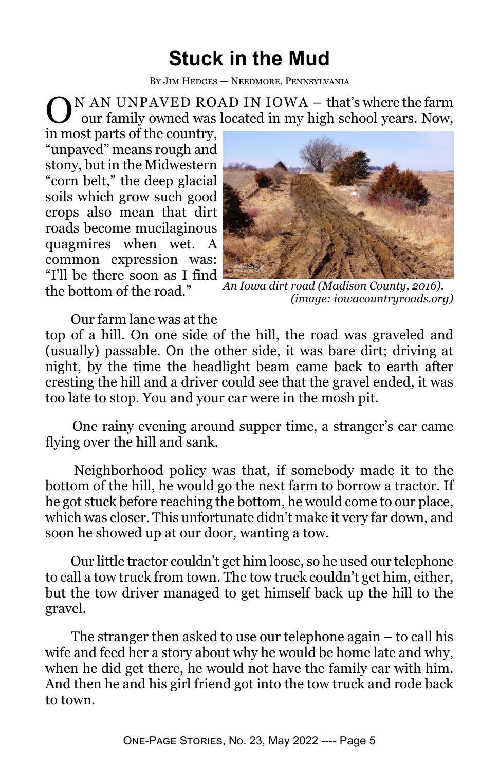# Stuck in the Mud

By Jim Hedges — Needmore, Pennsylvania

ON AN UNPAVED ROAD IN IOWA – that's where the farm our family owned was located in my high school years. Now, in most parts of the country, "unpaved" means rough and stony, but in the Midwestern "corn belt," the deep glacial soils which grow such good crops also mean that dirt roads become mucilaginous quagmires when wet. A common expression was: "I'll be there soon as I find the bottom of the road."

*An Iowa dirt road (Madison County, 2016). (image: iowacountryroads.org)*

Our farm lane was at the top of a hill. On one side of the hill, the road was graveled and (usually) passable. On the other side, it was bare dirt; driving at night, by the time the headlight beam came back to earth after cresting the hill and a driver could see that the gravel ended, it was too late to stop. You and your car were in the mosh pit.

One rainy evening around supper time, a stranger's car came flying over the hill and sank.

Neighborhood policy was that, if somebody made it to the bottom of the hill, he would go the next farm to borrow a tractor. If he got stuck before reaching the bottom, he would come to our place, which was closer. This unfortunate didn't make it very far down, and soon he showed up at our door, wanting a tow.

Our little tractor couldn't get him loose, so he used our telephone to call a tow truck from town. The tow truck couldn't get him, either, but the tow driver managed to get himself back up the hill to the gravel.

The stranger then asked to use our telephone again – to call his wife and feed her a story about why he would be home late and why, when he did get there, he would not have the family car with him. And then he and his girl friend got into the tow truck and rode back to town.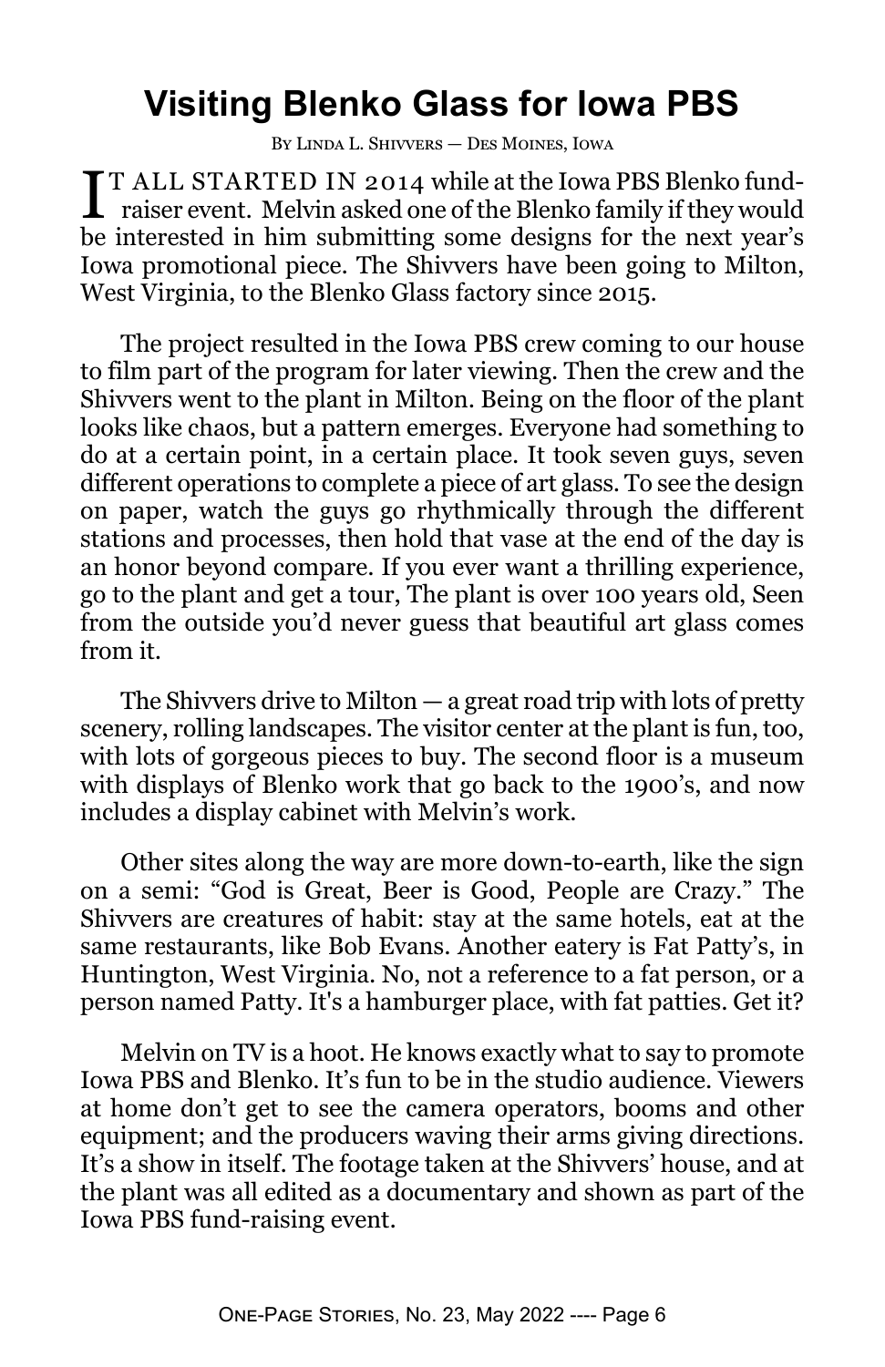# Visiting Blenko Glass for Iowa PBS

By Linda L. Shivvers — Des Moines, Iowa

IT ALL STARTED IN 2014 while at the Iowa PBS Blenko fund-raiser event. Melvin asked one of the Blenko family if they would be interested in him submitting some designs for the next year's Iowa promotional piece. The Shivvers have been going to Milton, West Virginia, to the Blenko Glass factory since 2015.

The project resulted in the Iowa PBS crew coming to our house to film part of the program for later viewing. Then the crew and the Shivvers went to the plant in Milton. Being on the floor of the plant looks like chaos, but a pattern emerges. Everyone had something to do at a certain point, in a certain place. It took seven guys, seven different operations to complete a piece of art glass. To see the design on paper, watch the guys go rhythmically through the different stations and processes, then hold that vase at the end of the day is an honor beyond compare. If you ever want a thrilling experience, go to the plant and get a tour, The plant is over 100 years old, Seen from the outside you'd never guess that beautiful art glass comes from it.

The Shivvers drive to Milton — a great road trip with lots of pretty scenery, rolling landscapes. The visitor center at the plant is fun, too, with lots of gorgeous pieces to buy. The second floor is a museum with displays of Blenko work that go back to the 1900's, and now includes a display cabinet with Melvin's work.

Other sites along the way are more down-to-earth, like the sign on a semi: "God is Great, Beer is Good, People are Crazy." The Shivvers are creatures of habit: stay at the same hotels, eat at the same restaurants, like Bob Evans. Another eatery is Fat Patty's, in Huntington, West Virginia. No, not a reference to a fat person, or a person named Patty. It's a hamburger place, with fat patties. Get it?

Melvin on TV is a hoot. He knows exactly what to say to promote Iowa PBS and Blenko. It's fun to be in the studio audience. Viewers at home don't get to see the camera operators, booms and other equipment; and the producers waving their arms giving directions. It's a show in itself. The footage taken at the Shivvers' house, and at the plant was all edited as a documentary and shown as part of the Iowa PBS fund-raising event.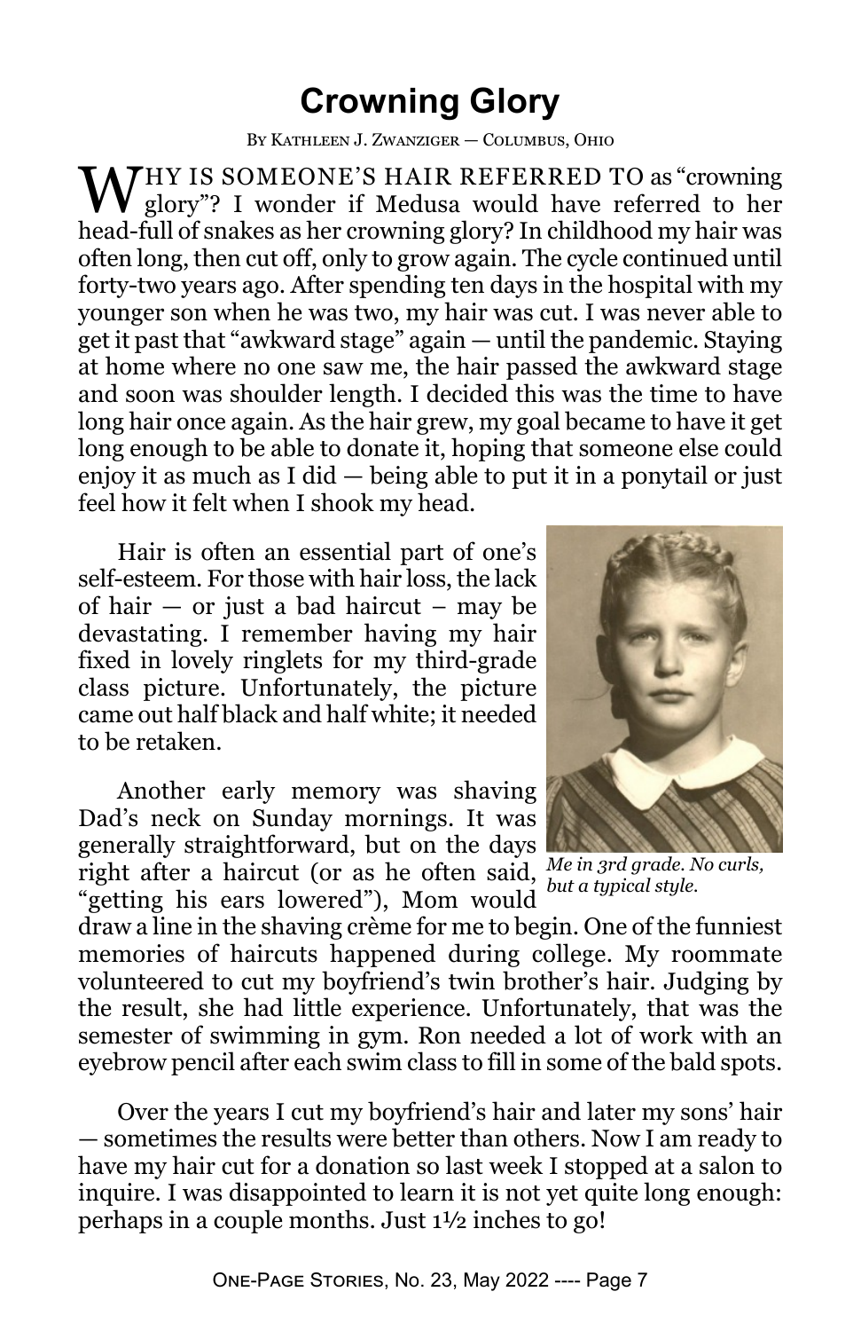# Crowning Glory

By Kathleen J. Zwanziger — Columbus, Ohio

WHY IS SOMEONE'S HAIR REFERRED TO as "crowning glory"? I wonder if Medusa would have referred to her head-full of snakes as her crowning glory? In childhood my hair was often long, then cut off, only to grow again. The cycle continued until forty-two years ago. After spending ten days in the hospital with my younger son when he was two, my hair was cut. I was never able to get it past that "awkward stage" again — until the pandemic. Staying at home where no one saw me, the hair passed the awkward stage and soon was shoulder length. I decided this was the time to have long hair once again. As the hair grew, my goal became to have it get long enough to be able to donate it, hoping that someone else could enjoy it as much as I did — being able to put it in a ponytail or just feel how it felt when I shook my head.

Hair is often an essential part of one's self-esteem. For those with hair loss, the lack of hair — or just a bad haircut – may be devastating. I remember having my hair fixed in lovely ringlets for my third-grade class picture. Unfortunately, the picture came out half black and half white; it needed to be retaken.

*Me in 3rd grade. No curls, but a typical style.*

Another early memory was shaving Dad's neck on Sunday mornings. It was generally straightforward, but on the days right after a haircut (or as he often said, "getting his ears lowered"), Mom would draw a line in the shaving crème for me to begin. One of the funniest memories of haircuts happened during college. My roommate volunteered to cut my boyfriend's twin brother's hair. Judging by the result, she had little experience. Unfortunately, that was the semester of swimming in gym. Ron needed a lot of work with an eyebrow pencil after each swim class to fill in some of the bald spots.

Over the years I cut my boyfriend's hair and later my sons' hair — sometimes the results were better than others. Now I am ready to have my hair cut for a donation so last week I stopped at a salon to inquire. I was disappointed to learn it is not yet quite long enough: perhaps in a couple months. Just 1½ inches to go!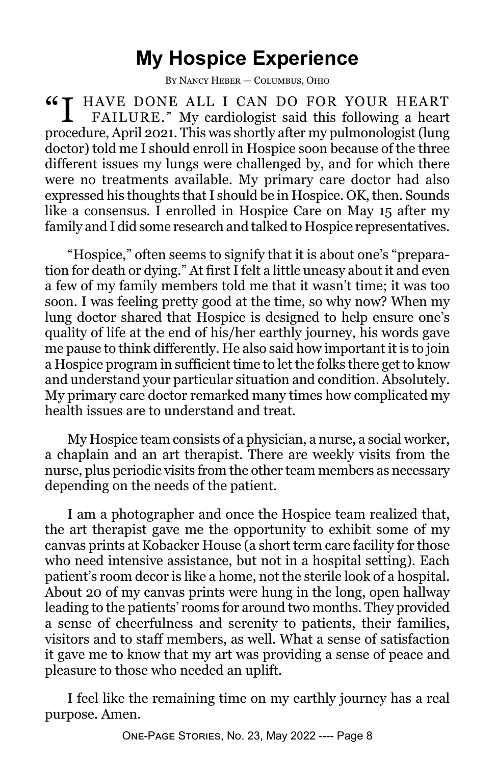# My Hospice Experience

By Nancy Heber — Columbus, Ohio

"I HAVE DONE ALL I CAN DO FOR YOUR HEART FAILURE." My cardiologist said this following a heart procedure, April 2021. This was shortly after my pulmonologist (lung doctor) told me I should enroll in Hospice soon because of the three different issues my lungs were challenged by, and for which there were no treatments available. My primary care doctor had also expressed his thoughts that I should be in Hospice. OK, then. Sounds like a consensus. I enrolled in Hospice Care on May 15 after my family and I did some research and talked to Hospice representatives.

"Hospice," often seems to signify that it is about one's "preparation for death or dying." At first I felt a little uneasy about it and even a few of my family members told me that it wasn't time; it was too soon. I was feeling pretty good at the time, so why now? When my lung doctor shared that Hospice is designed to help ensure one's quality of life at the end of his/her earthly journey, his words gave me pause to think differently. He also said how important it is to join a Hospice program in sufficient time to let the folks there get to know and understand your particular situation and condition. Absolutely. My primary care doctor remarked many times how complicated my health issues are to understand and treat.

My Hospice team consists of a physician, a nurse, a social worker, a chaplain and an art therapist. There are weekly visits from the nurse, plus periodic visits from the other team members as necessary depending on the needs of the patient.

I am a photographer and once the Hospice team realized that, the art therapist gave me the opportunity to exhibit some of my canvas prints at Kobacker House (a short term care facility for those who need intensive assistance, but not in a hospital setting). Each patient's room decor is like a home, not the sterile look of a hospital. About 20 of my canvas prints were hung in the long, open hallway leading to the patients' rooms for around two months. They provided a sense of cheerfulness and serenity to patients, their families, visitors and to staff members, as well. What a sense of satisfaction it gave me to know that my art was providing a sense of peace and pleasure to those who needed an uplift.

I feel like the remaining time on my earthly journey has a real purpose. Amen.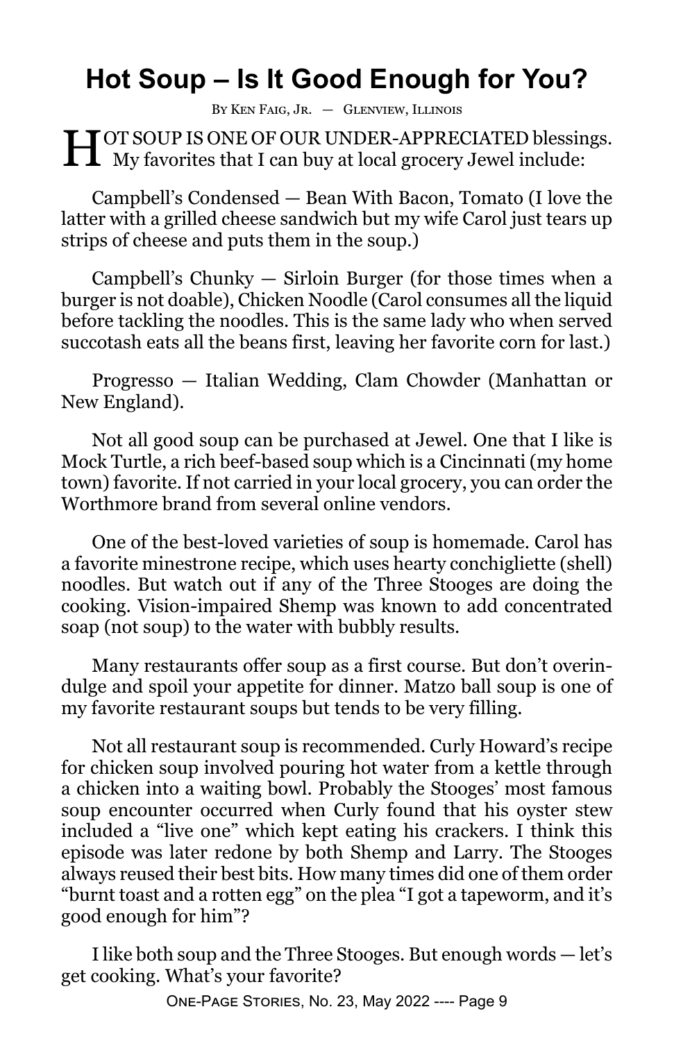# Hot Soup – Is It Good Enough for You?

By Ken Faig, Jr. — Glenview, Illinois

HOT SOUP IS ONE OF OUR UNDER-APPRECIATED blessings. My favorites that I can buy at local grocery Jewel include:

Campbell's Condensed — Bean With Bacon, Tomato (I love the latter with a grilled cheese sandwich but my wife Carol just tears up strips of cheese and puts them in the soup.)

Campbell's Chunky — Sirloin Burger (for those times when a burger is not doable), Chicken Noodle (Carol consumes all the liquid before tackling the noodles. This is the same lady who when served succotash eats all the beans first, leaving her favorite corn for last.)

Progresso — Italian Wedding, Clam Chowder (Manhattan or New England).

Not all good soup can be purchased at Jewel. One that I like is Mock Turtle, a rich beef-based soup which is a Cincinnati (my home town) favorite. If not carried in your local grocery, you can order the Worthmore brand from several online vendors.

One of the best-loved varieties of soup is homemade. Carol has a favorite minestrone recipe, which uses hearty conchigliette (shell) noodles. But watch out if any of the Three Stooges are doing the cooking. Vision-impaired Shemp was known to add concentrated soap (not soup) to the water with bubbly results.

Many restaurants offer soup as a first course. But don't overindulge and spoil your appetite for dinner. Matzo ball soup is one of my favorite restaurant soups but tends to be very filling.

Not all restaurant soup is recommended. Curly Howard's recipe for chicken soup involved pouring hot water from a kettle through a chicken into a waiting bowl. Probably the Stooges' most famous soup encounter occurred when Curly found that his oyster stew included a "live one" which kept eating his crackers. I think this episode was later redone by both Shemp and Larry. The Stooges always reused their best bits. How many times did one of them order "burnt toast and a rotten egg" on the plea "I got a tapeworm, and it's good enough for him"?

I like both soup and the Three Stooges. But enough words — let's get cooking. What's your favorite?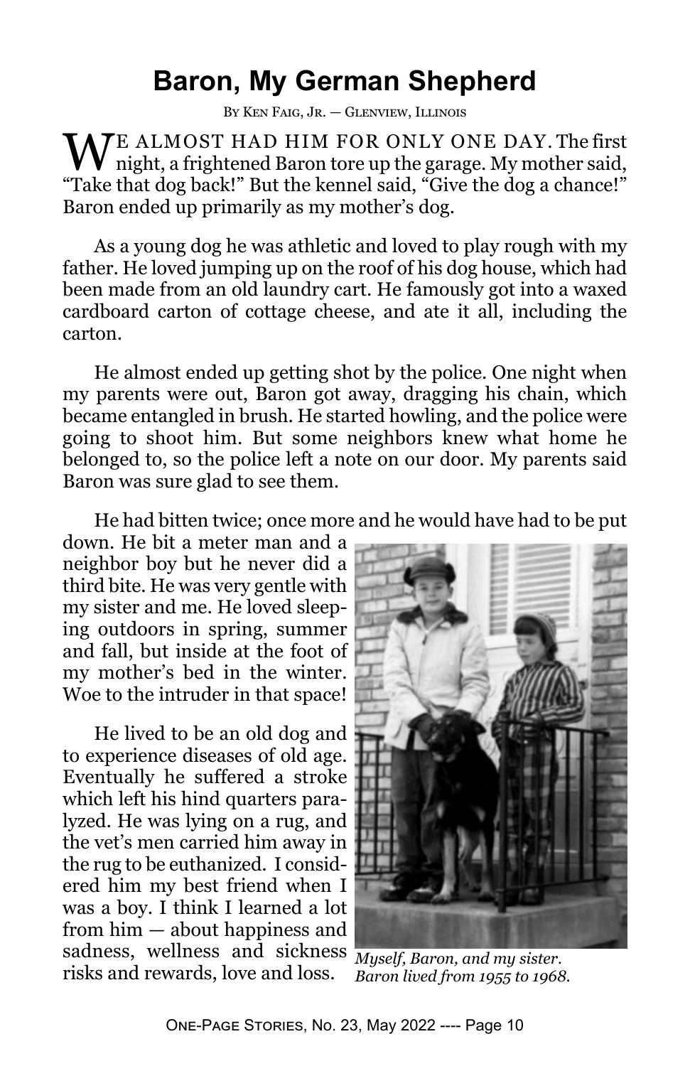# Baron, My German Shepherd

By Ken Faig, Jr. — Glenview, Illinois

WE ALMOST HAD HIM FOR ONLY ONE DAY. The first night, a frightened Baron tore up the garage. My mother said, "Take that dog back!" But the kennel said, "Give the dog a chance!" Baron ended up primarily as my mother's dog.

As a young dog he was athletic and loved to play rough with my father. He loved jumping up on the roof of his dog house, which had been made from an old laundry cart. He famously got into a waxed cardboard carton of cottage cheese, and ate it all, including the carton.

He almost ended up getting shot by the police. One night when my parents were out, Baron got away, dragging his chain, which became entangled in brush. He started howling, and the police were going to shoot him. But some neighbors knew what home he belonged to, so the police left a note on our door. My parents said Baron was sure glad to see them.

He had bitten twice; once more and he would have had to be put down. He bit a meter man and a neighbor boy but he never did a third bite. He was very gentle with my sister and me. He loved sleeping outdoors in spring, summer and fall, but inside at the foot of my mother's bed in the winter. Woe to the intruder in that space!

He lived to be an old dog and to experience diseases of old age. Eventually he suffered a stroke which left his hind quarters paralyzed. He was lying on a rug, and the vet's men carried him away in the rug to be euthanized. I considered him my best friend when I was a boy. I think I learned a lot from him — about happiness and sadness, wellness and sickness risks and rewards, love and loss.

*Myself, Baron, and my sister. Baron lived from 1955 to 1968.*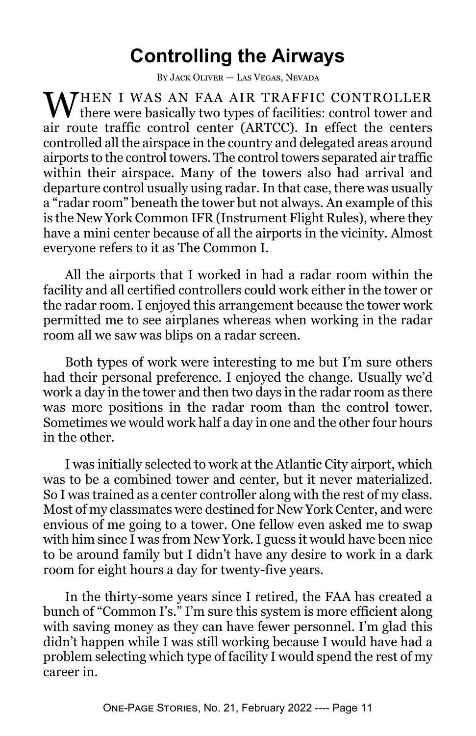# Controlling the Airways

By Jack Oliver — Las Vegas, Nevada

When I was an FAA air traffic controller there were basically two types of facilities: control tower and air route traffic control center (ARTCC). In effect the centers controlled all the airspace in the country and delegated areas around airports to the control towers. The control towers separated air traffic within their airspace. Many of the towers also had arrival and departure control usually using radar. In that case, there was usually a "radar room" beneath the tower but not always. An example of this is the New York Common IFR (Instrument Flight Rules), where they have a mini center because of all the airports in the vicinity. Almost everyone refers to it as The Common I.

All the airports that I worked in had a radar room within the facility and all certified controllers could work either in the tower or the radar room. I enjoyed this arrangement because the tower work permitted me to see airplanes whereas when working in the radar room all we saw was blips on a radar screen.

Both types of work were interesting to me but I'm sure others had their personal preference. I enjoyed the change. Usually we'd work a day in the tower and then two days in the radar room as there was more positions in the radar room than the control tower. Sometimes we would work half a day in one and the other four hours in the other.

I was initially selected to work at the Atlantic City airport, which was to be a combined tower and center, but it never materialized. So I was trained as a center controller along with the rest of my class. Most of my classmates were destined for New York Center, and were envious of me going to a tower. One fellow even asked me to swap with him since I was from New York. I guess it would have been nice to be around family but I didn't have any desire to work in a dark room for eight hours a day for twenty-five years.

In the thirty-some years since I retired, the FAA has created a bunch of "Common I's." I'm sure this system is more efficient along with saving money as they can have fewer personnel. I'm glad this didn't happen while I was still working because I would have had a problem selecting which type of facility I would spend the rest of my career in.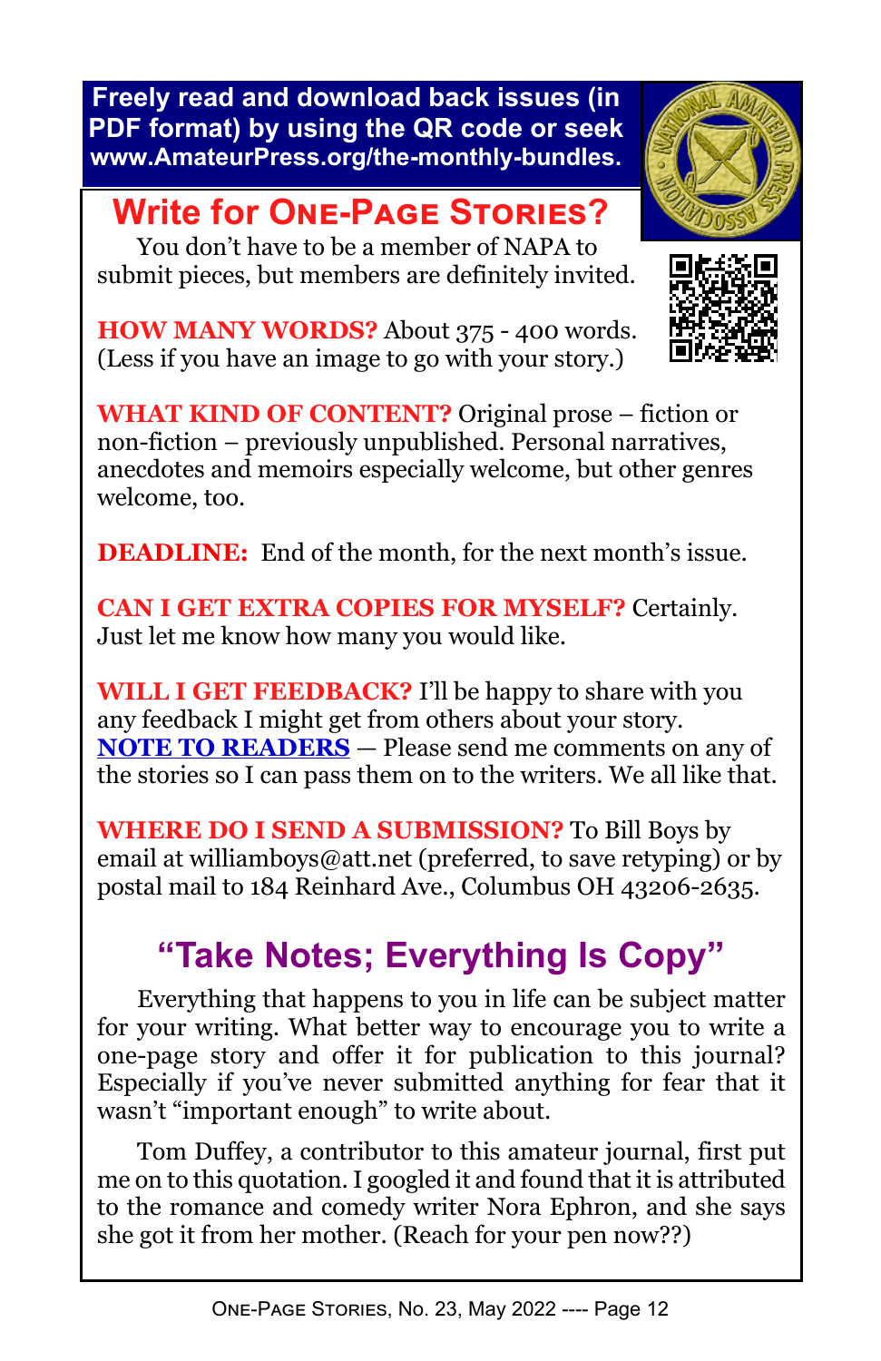**Freely read and download back issues (in PDF format) by using the QR code or seek www.AmateurPress.org/the-monthly-bundles.**

## Write for One-Page Stories?

You don't have to be a member of NAPA to submit pieces, but members are definitely invited.

**HOW MANY WORDS?** About 375 - 400 words. (Less if you have an image to go with your story.)

**WHAT KIND OF CONTENT?** Original prose – fiction or non-fiction – previously unpublished. Personal narratives, anecdotes and memoirs especially welcome, but other genres welcome, too.

**DEADLINE:** End of the month, for the next month's issue.

**CAN I GET EXTRA COPIES FOR MYSELF?** Certainly. Just let me know how many you would like.

**WILL I GET FEEDBACK?** I'll be happy to share with you any feedback I might get from others about your story. **NOTE TO READERS** — Please send me comments on any of the stories so I can pass them on to the writers. We all like that.

**WHERE DO I SEND A SUBMISSION?** To Bill Boys by email at williamboys@att.net (preferred, to save retyping) or by postal mail to 184 Reinhard Ave., Columbus OH 43206-2635.

## "Take Notes; Everything Is Copy"

Everything that happens to you in life can be subject matter for your writing. What better way to encourage you to write a one-page story and offer it for publication to this journal? Especially if you've never submitted anything for fear that it wasn't "important enough" to write about.

Tom Duffey, a contributor to this amateur journal, first put me on to this quotation. I googled it and found that it is attributed to the romance and comedy writer Nora Ephron, and she says she got it from her mother. (Reach for your pen now??)